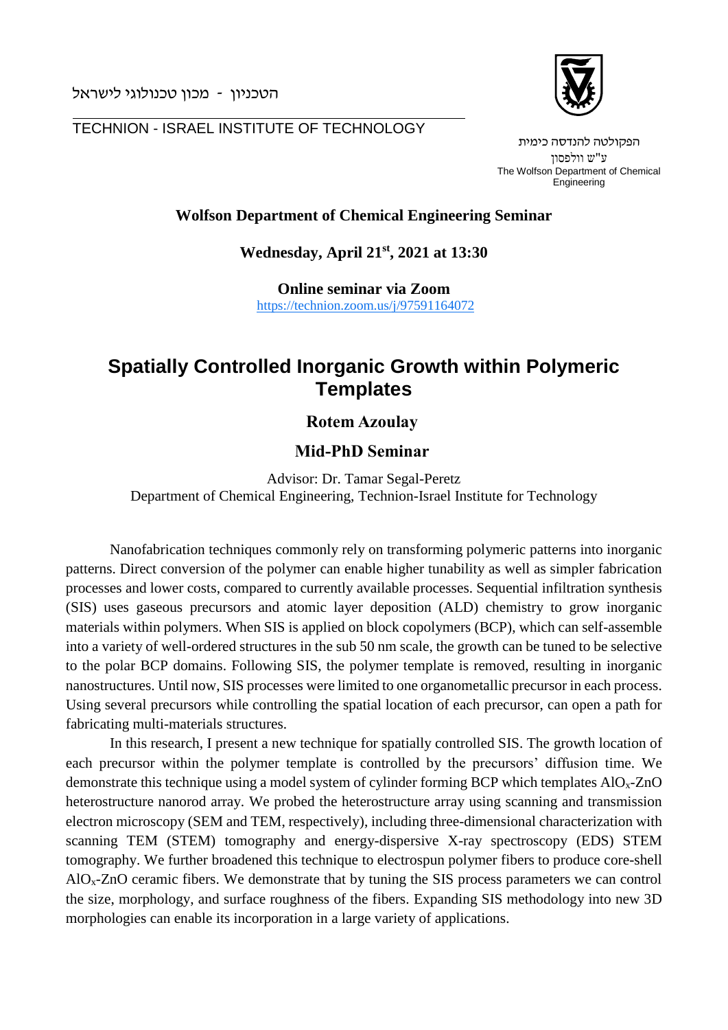הטכניון - מכון טכנולוגי לישראל

TECHNION - ISRAEL INSTITUTE OF TECHNOLOGY

הפקולטה להנדסה כימית
ע"ש וולפסון
The Wolfson Department of Chemical Engineering

**Wolfson Department of Chemical Engineering Seminar**

**Wednesday, April 21st, 2021 at 13:30**

**Online seminar via Zoom**
https://technion.zoom.us/j/97591164072

# Spatially Controlled Inorganic Growth within Polymeric Templates

**Rotem Azoulay**

**Mid-PhD Seminar**

Advisor: Dr. Tamar Segal-Peretz
Department of Chemical Engineering, Technion-Israel Institute for Technology

Nanofabrication techniques commonly rely on transforming polymeric patterns into inorganic patterns. Direct conversion of the polymer can enable higher tunability as well as simpler fabrication processes and lower costs, compared to currently available processes. Sequential infiltration synthesis (SIS) uses gaseous precursors and atomic layer deposition (ALD) chemistry to grow inorganic materials within polymers. When SIS is applied on block copolymers (BCP), which can self-assemble into a variety of well-ordered structures in the sub 50 nm scale, the growth can be tuned to be selective to the polar BCP domains. Following SIS, the polymer template is removed, resulting in inorganic nanostructures. Until now, SIS processes were limited to one organometallic precursor in each process. Using several precursors while controlling the spatial location of each precursor, can open a path for fabricating multi-materials structures.

In this research, I present a new technique for spatially controlled SIS. The growth location of each precursor within the polymer template is controlled by the precursors' diffusion time. We demonstrate this technique using a model system of cylinder forming BCP which templates $AlO_x$-ZnO heterostructure nanorod array. We probed the heterostructure array using scanning and transmission electron microscopy (SEM and TEM, respectively), including three-dimensional characterization with scanning TEM (STEM) tomography and energy-dispersive X-ray spectroscopy (EDS) STEM tomography. We further broadened this technique to electrospun polymer fibers to produce core-shell $AlO_x$-ZnO ceramic fibers. We demonstrate that by tuning the SIS process parameters we can control the size, morphology, and surface roughness of the fibers. Expanding SIS methodology into new 3D morphologies can enable its incorporation in a large variety of applications.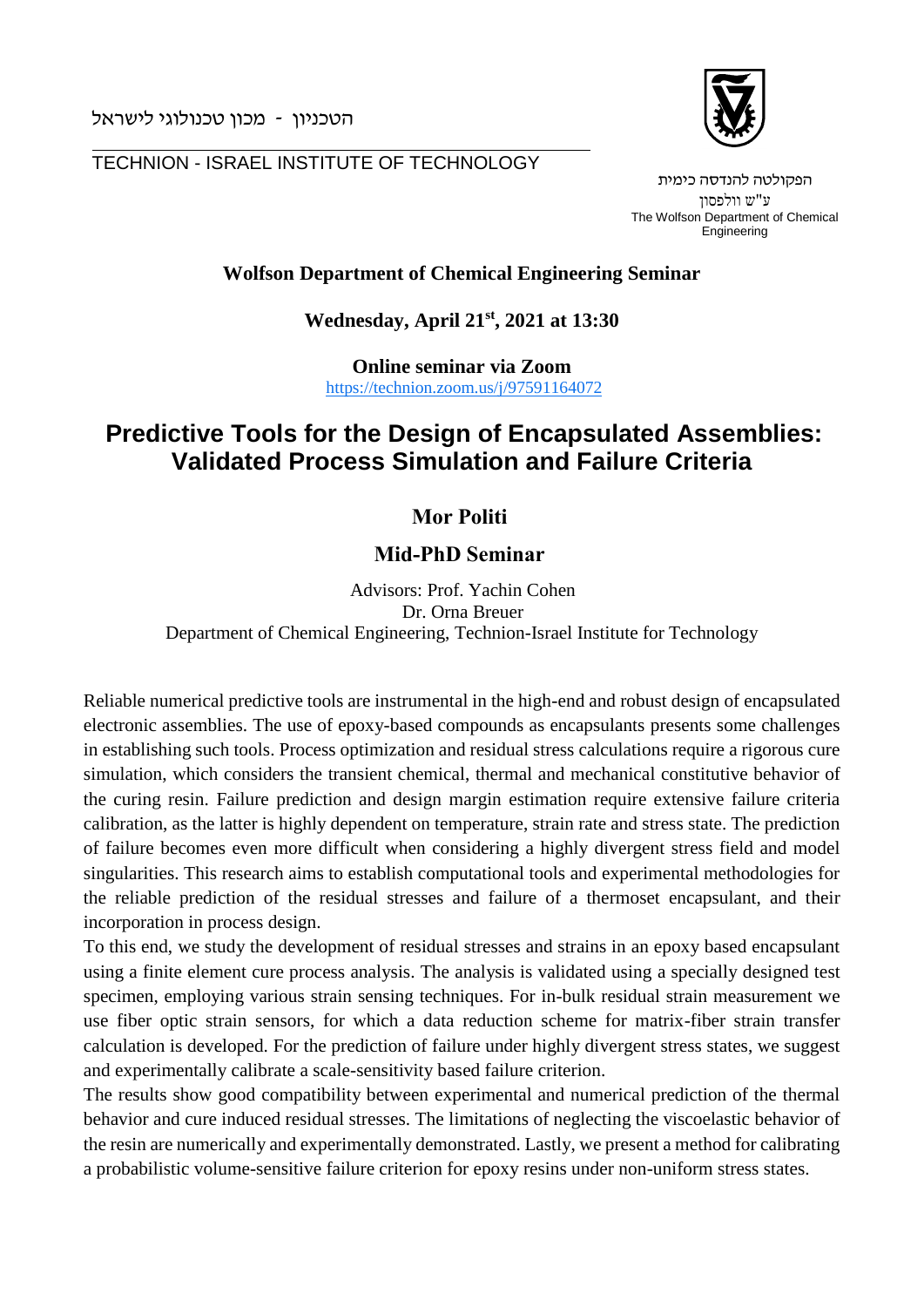הטכניון - מכון טכנולוגי לישראל

TECHNION - ISRAEL INSTITUTE OF TECHNOLOGY

הפקולטה להנדסה כימית
ע"ש וולפסון
The Wolfson Department of Chemical Engineering

**Wolfson Department of Chemical Engineering Seminar**

**Wednesday, April 21st, 2021 at 13:30**

**Online seminar via Zoom**
https://technion.zoom.us/j/97591164072

# Predictive Tools for the Design of Encapsulated Assemblies: Validated Process Simulation and Failure Criteria

## Mor Politi

## Mid-PhD Seminar

Advisors: Prof. Yachin Cohen
Dr. Orna Breuer
Department of Chemical Engineering, Technion-Israel Institute for Technology

Reliable numerical predictive tools are instrumental in the high-end and robust design of encapsulated electronic assemblies. The use of epoxy-based compounds as encapsulants presents some challenges in establishing such tools. Process optimization and residual stress calculations require a rigorous cure simulation, which considers the transient chemical, thermal and mechanical constitutive behavior of the curing resin. Failure prediction and design margin estimation require extensive failure criteria calibration, as the latter is highly dependent on temperature, strain rate and stress state. The prediction of failure becomes even more difficult when considering a highly divergent stress field and model singularities. This research aims to establish computational tools and experimental methodologies for the reliable prediction of the residual stresses and failure of a thermoset encapsulant, and their incorporation in process design.

To this end, we study the development of residual stresses and strains in an epoxy based encapsulant using a finite element cure process analysis. The analysis is validated using a specially designed test specimen, employing various strain sensing techniques. For in-bulk residual strain measurement we use fiber optic strain sensors, for which a data reduction scheme for matrix-fiber strain transfer calculation is developed. For the prediction of failure under highly divergent stress states, we suggest and experimentally calibrate a scale-sensitivity based failure criterion.

The results show good compatibility between experimental and numerical prediction of the thermal behavior and cure induced residual stresses. The limitations of neglecting the viscoelastic behavior of the resin are numerically and experimentally demonstrated. Lastly, we present a method for calibrating a probabilistic volume-sensitive failure criterion for epoxy resins under non-uniform stress states.